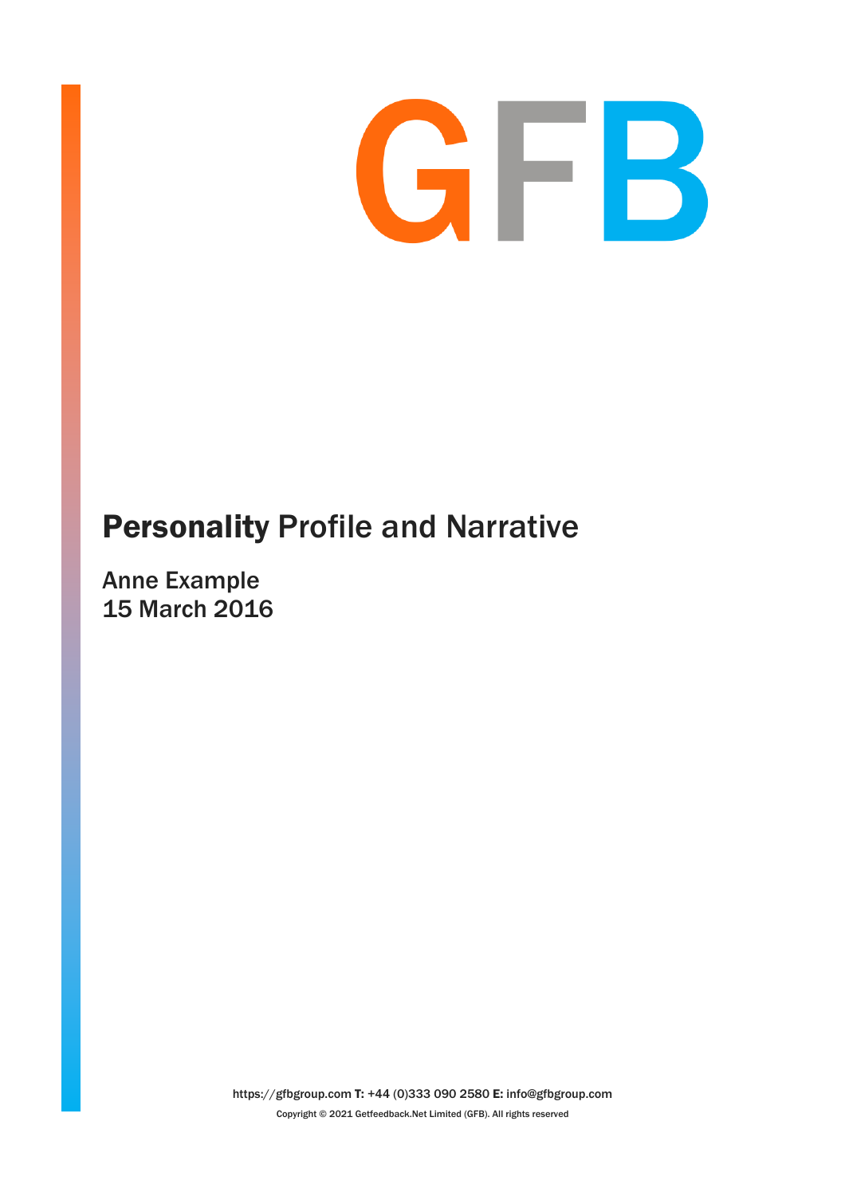GFB

# **Personality** Profile and Narrative

Anne Example
15 March 2016

https://gfbgroup.com **T:** +44 (0)333 090 2580 **E:** info@gfbgroup.com

Copyright © 2021 Getfeedback.Net Limited (GFB). All rights reserved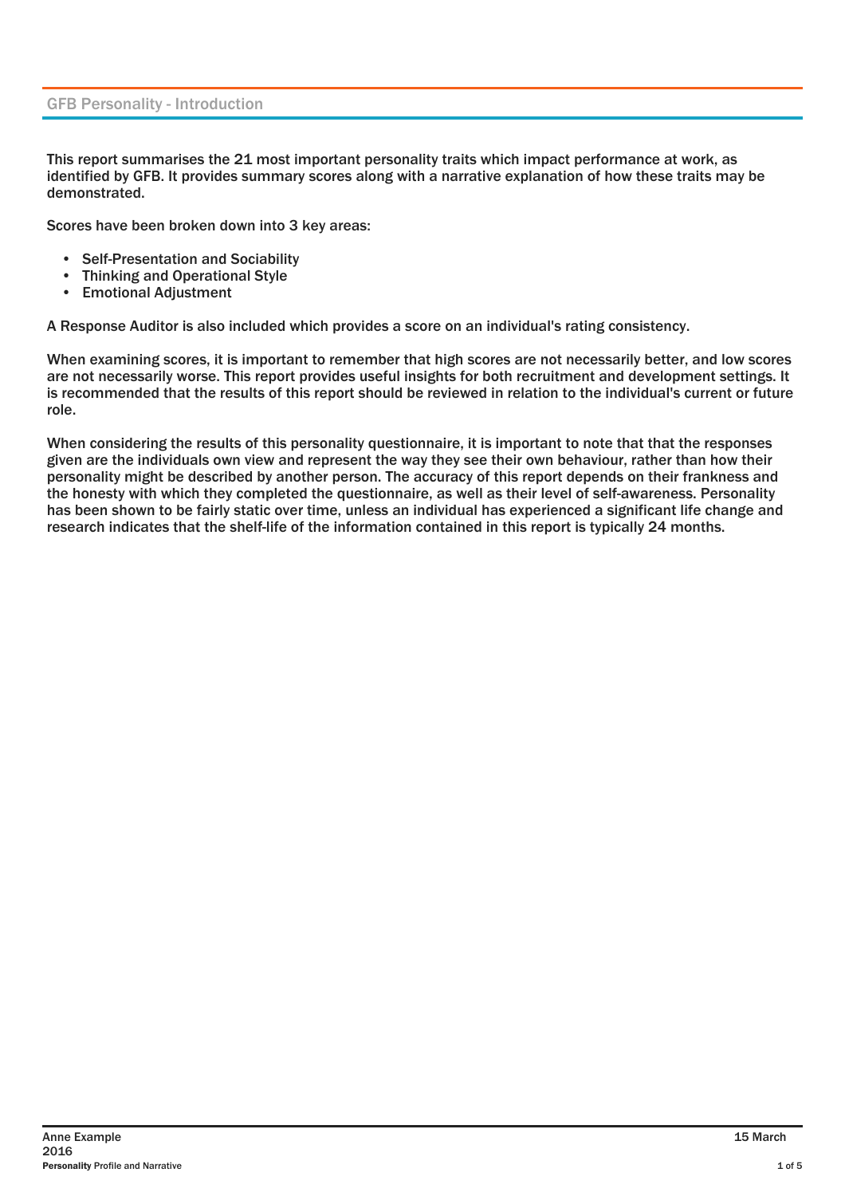## GFB Personality - Introduction

This report summarises the 21 most important personality traits which impact performance at work, as identified by GFB. It provides summary scores along with a narrative explanation of how these traits may be demonstrated.

Scores have been broken down into 3 key areas:

- Self-Presentation and Sociability
- Thinking and Operational Style
- Emotional Adjustment

A Response Auditor is also included which provides a score on an individual's rating consistency.

When examining scores, it is important to remember that high scores are not necessarily better, and low scores are not necessarily worse. This report provides useful insights for both recruitment and development settings. It is recommended that the results of this report should be reviewed in relation to the individual's current or future role.

When considering the results of this personality questionnaire, it is important to note that that the responses given are the individuals own view and represent the way they see their own behaviour, rather than how their personality might be described by another person. The accuracy of this report depends on their frankness and the honesty with which they completed the questionnaire, as well as their level of self-awareness. Personality has been shown to be fairly static over time, unless an individual has experienced a significant life change and research indicates that the shelf-life of the information contained in this report is typically 24 months.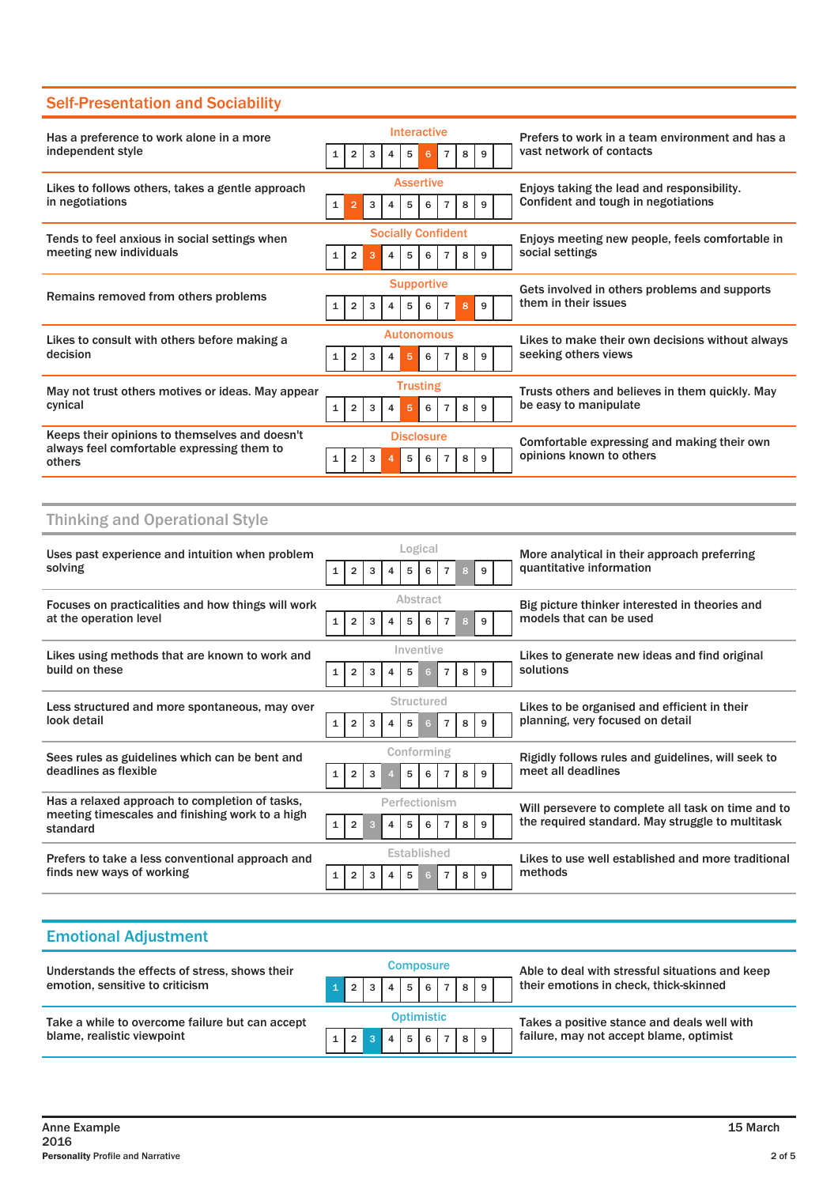## Self-Presentation and Sociability

| Low score description | Scale | Score (1–10) | High score description |
|---|---|---|---|
| Has a preference to work alone in a more independent style | Interactive | 6 | Prefers to work in a team environment and has a vast network of contacts |
| Likes to follows others, takes a gentle approach in negotiations | Assertive | 2 | Enjoys taking the lead and responsibility. Confident and tough in negotiations |
| Tends to feel anxious in social settings when meeting new individuals | Socially Confident | 3 | Enjoys meeting new people, feels comfortable in social settings |
| Remains removed from others problems | Supportive | 8 | Gets involved in others problems and supports them in their issues |
| Likes to consult with others before making a decision | Autonomous | 5 | Likes to make their own decisions without always seeking others views |
| May not trust others motives or ideas. May appear cynical | Trusting | 5 | Trusts others and believes in them quickly. May be easy to manipulate |
| Keeps their opinions to themselves and doesn't always feel comfortable expressing them to others | Disclosure | 4 | Comfortable expressing and making their own opinions known to others |

## Thinking and Operational Style

| Low score description | Scale | Score (1–10) | High score description |
|---|---|---|---|
| Uses past experience and intuition when problem solving | Logical | 8 | More analytical in their approach preferring quantitative information |
| Focuses on practicalities and how things will work at the operation level | Abstract | 8 | Big picture thinker interested in theories and models that can be used |
| Likes using methods that are known to work and build on these | Inventive | 6 | Likes to generate new ideas and find original solutions |
| Less structured and more spontaneous, may over look detail | Structured | 6 | Likes to be organised and efficient in their planning, very focused on detail |
| Sees rules as guidelines which can be bent and deadlines as flexible | Conforming | 4 | Rigidly follows rules and guidelines, will seek to meet all deadlines |
| Has a relaxed approach to completion of tasks, meeting timescales and finishing work to a high standard | Perfectionism | 3 | Will persevere to complete all task on time and to the required standard. May struggle to multitask |
| Prefers to take a less conventional approach and finds new ways of working | Established | 6 | Likes to use well established and more traditional methods |

## Emotional Adjustment

| Low score description | Scale | Score (1–10) | High score description |
|---|---|---|---|
| Understands the effects of stress, shows their emotion, sensitive to criticism | Composure | 1 | Able to deal with stressful situations and keep their emotions in check, thick-skinned |
| Take a while to overcome failure but can accept blame, realistic viewpoint | Optimistic | 3 | Takes a positive stance and deals well with failure, may not accept blame, optimist |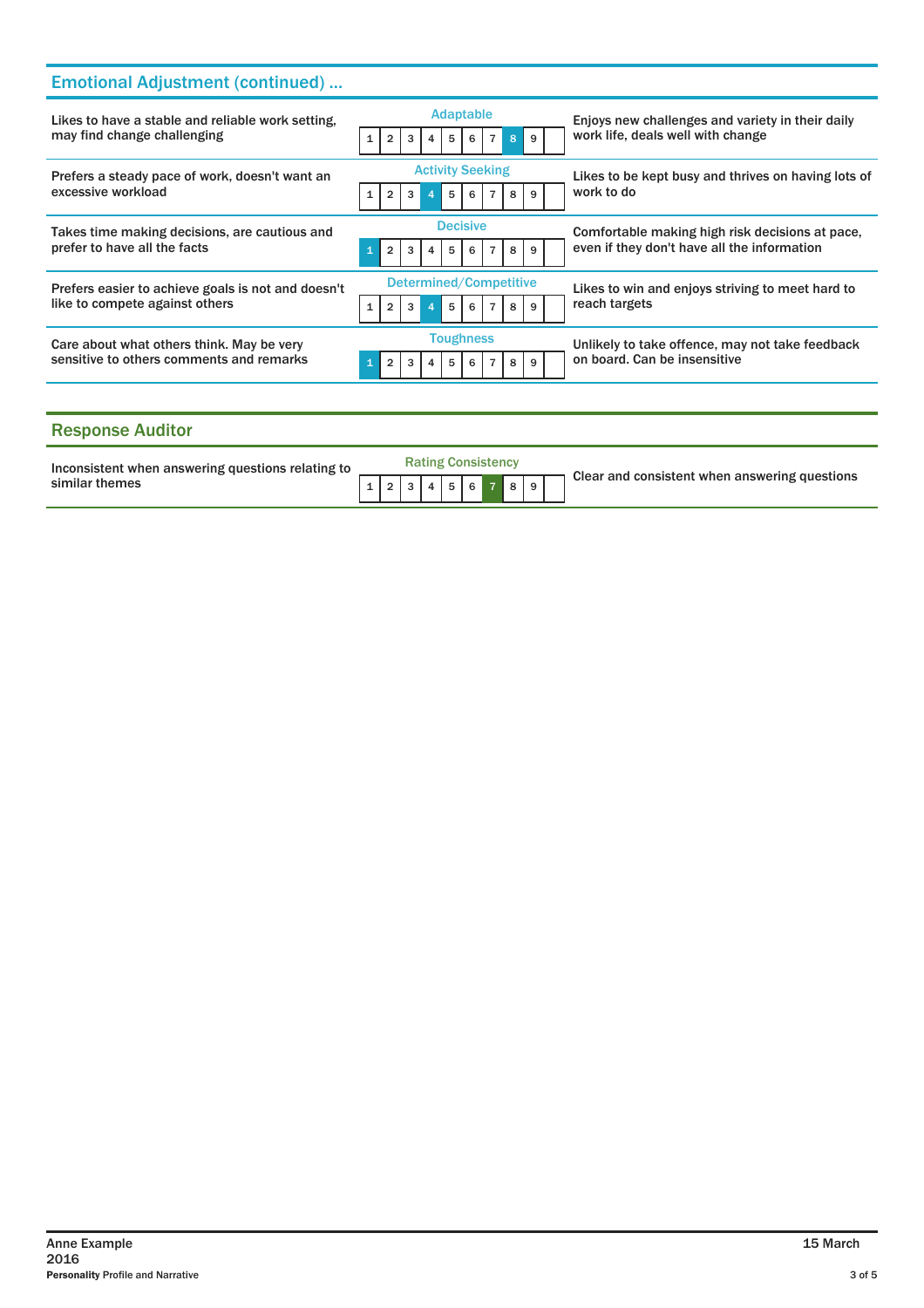## Emotional Adjustment (continued) ...

| Low description | Scale | Score | High description |
|---|---|---|---|
| Likes to have a stable and reliable work setting, may find change challenging | Adaptable | 8 | Enjoys new challenges and variety in their daily work life, deals well with change |
| Prefers a steady pace of work, doesn't want an excessive workload | Activity Seeking | 4 | Likes to be kept busy and thrives on having lots of work to do |
| Takes time making decisions, are cautious and prefer to have all the facts | Decisive | 1 | Comfortable making high risk decisions at pace, even if they don't have all the information |
| Prefers easier to achieve goals is not and doesn't like to compete against others | Determined/Competitive | 4 | Likes to win and enjoys striving to meet hard to reach targets |
| Care about what others think. May be very sensitive to others comments and remarks | Toughness | 1 | Unlikely to take offence, may not take feedback on board. Can be insensitive |

## Response Auditor

| Low description | Scale | Score | High description |
|---|---|---|---|
| Inconsistent when answering questions relating to similar themes | Rating Consistency | 7 | Clear and consistent when answering questions |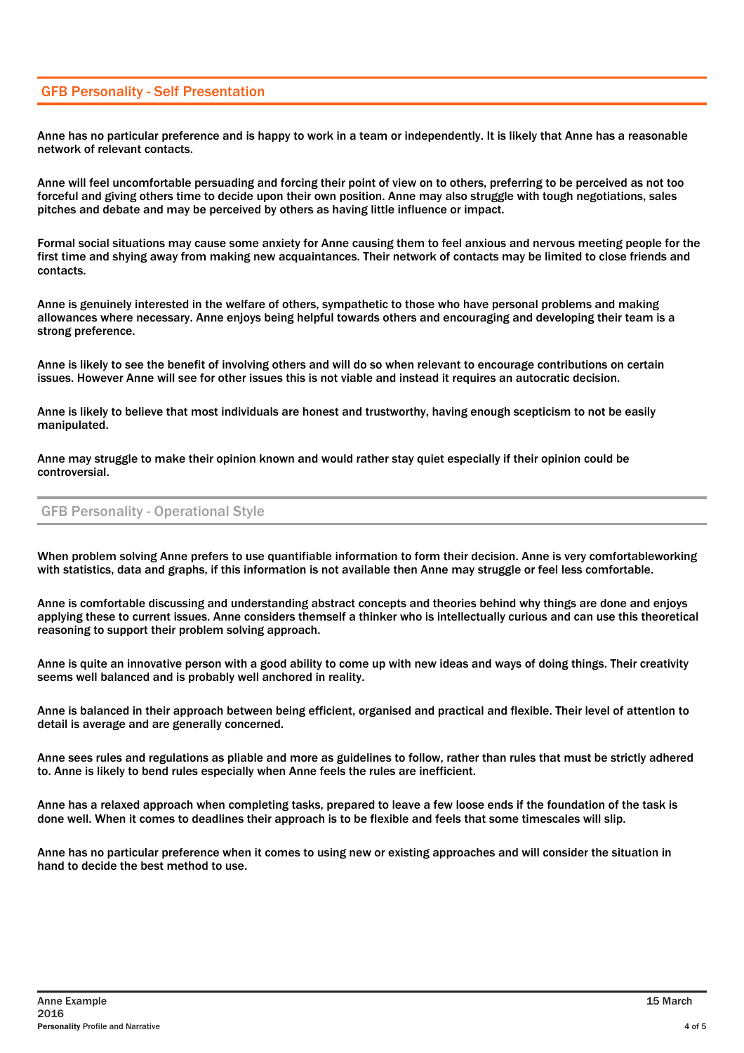## GFB Personality - Self Presentation

Anne has no particular preference and is happy to work in a team or independently. It is likely that Anne has a reasonable network of relevant contacts.

Anne will feel uncomfortable persuading and forcing their point of view on to others, preferring to be perceived as not too forceful and giving others time to decide upon their own position. Anne may also struggle with tough negotiations, sales pitches and debate and may be perceived by others as having little influence or impact.

Formal social situations may cause some anxiety for Anne causing them to feel anxious and nervous meeting people for the first time and shying away from making new acquaintances. Their network of contacts may be limited to close friends and contacts.

Anne is genuinely interested in the welfare of others, sympathetic to those who have personal problems and making allowances where necessary. Anne enjoys being helpful towards others and encouraging and developing their team is a strong preference.

Anne is likely to see the benefit of involving others and will do so when relevant to encourage contributions on certain issues. However Anne will see for other issues this is not viable and instead it requires an autocratic decision.

Anne is likely to believe that most individuals are honest and trustworthy, having enough scepticism to not be easily manipulated.

Anne may struggle to make their opinion known and would rather stay quiet especially if their opinion could be controversial.

## GFB Personality - Operational Style

When problem solving Anne prefers to use quantifiable information to form their decision. Anne is very comfortableworking with statistics, data and graphs, if this information is not available then Anne may struggle or feel less comfortable.

Anne is comfortable discussing and understanding abstract concepts and theories behind why things are done and enjoys applying these to current issues. Anne considers themself a thinker who is intellectually curious and can use this theoretical reasoning to support their problem solving approach.

Anne is quite an innovative person with a good ability to come up with new ideas and ways of doing things. Their creativity seems well balanced and is probably well anchored in reality.

Anne is balanced in their approach between being efficient, organised and practical and flexible. Their level of attention to detail is average and are generally concerned.

Anne sees rules and regulations as pliable and more as guidelines to follow, rather than rules that must be strictly adhered to. Anne is likely to bend rules especially when Anne feels the rules are inefficient.

Anne has a relaxed approach when completing tasks, prepared to leave a few loose ends if the foundation of the task is done well. When it comes to deadlines their approach is to be flexible and feels that some timescales will slip.

Anne has no particular preference when it comes to using new or existing approaches and will consider the situation in hand to decide the best method to use.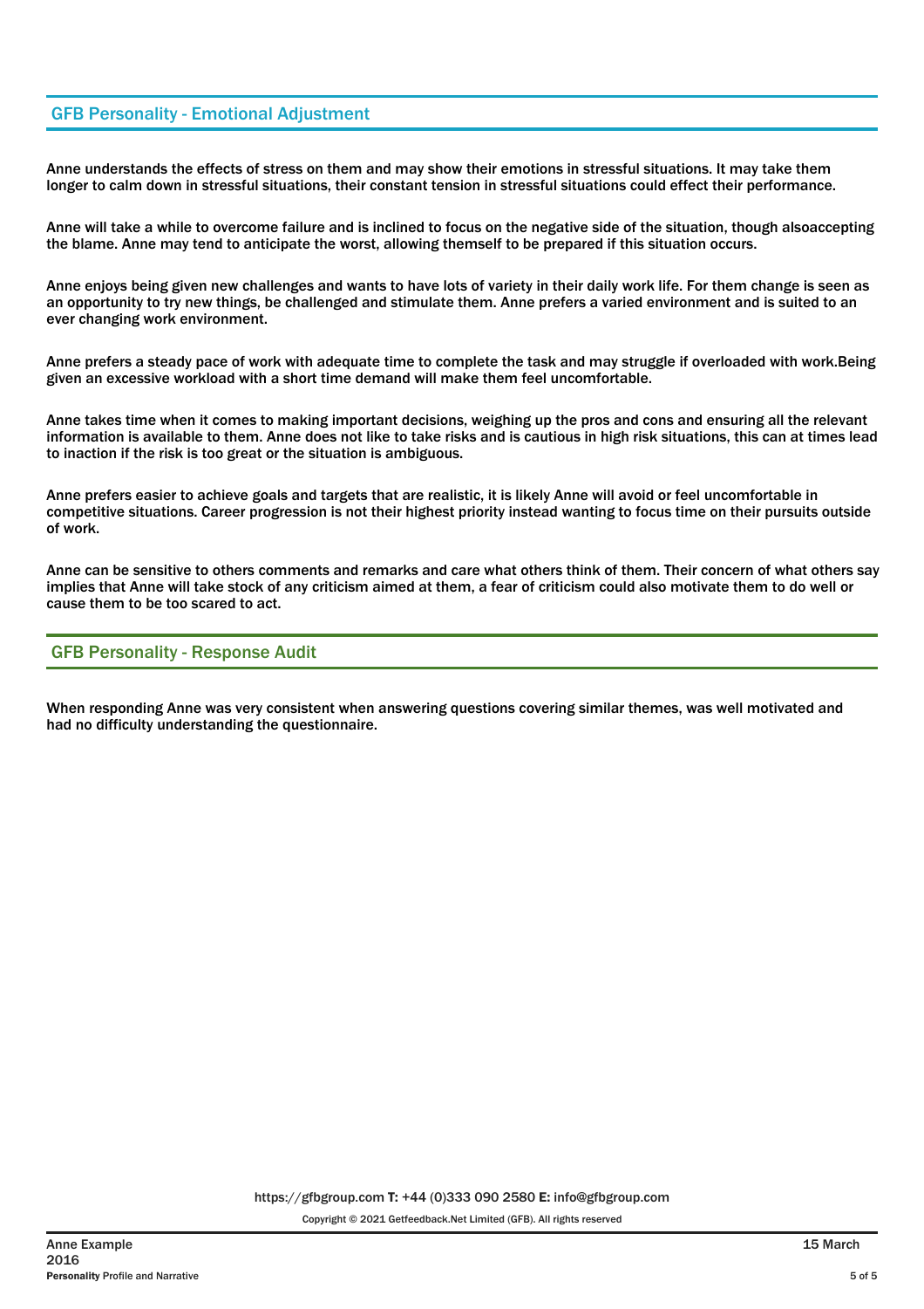## GFB Personality - Emotional Adjustment

Anne understands the effects of stress on them and may show their emotions in stressful situations. It may take them longer to calm down in stressful situations, their constant tension in stressful situations could effect their performance.

Anne will take a while to overcome failure and is inclined to focus on the negative side of the situation, though alsoaccepting the blame. Anne may tend to anticipate the worst, allowing themself to be prepared if this situation occurs.

Anne enjoys being given new challenges and wants to have lots of variety in their daily work life. For them change is seen as an opportunity to try new things, be challenged and stimulate them. Anne prefers a varied environment and is suited to an ever changing work environment.

Anne prefers a steady pace of work with adequate time to complete the task and may struggle if overloaded with work.Being given an excessive workload with a short time demand will make them feel uncomfortable.

Anne takes time when it comes to making important decisions, weighing up the pros and cons and ensuring all the relevant information is available to them. Anne does not like to take risks and is cautious in high risk situations, this can at times lead to inaction if the risk is too great or the situation is ambiguous.

Anne prefers easier to achieve goals and targets that are realistic, it is likely Anne will avoid or feel uncomfortable in competitive situations. Career progression is not their highest priority instead wanting to focus time on their pursuits outside of work.

Anne can be sensitive to others comments and remarks and care what others think of them. Their concern of what others say implies that Anne will take stock of any criticism aimed at them, a fear of criticism could also motivate them to do well or cause them to be too scared to act.

## GFB Personality - Response Audit

When responding Anne was very consistent when answering questions covering similar themes, was well motivated and had no difficulty understanding the questionnaire.

https://gfbgroup.com **T:** +44 (0)333 090 2580 **E:** info@gfbgroup.com

Copyright © 2021 Getfeedback.Net Limited (GFB). All rights reserved